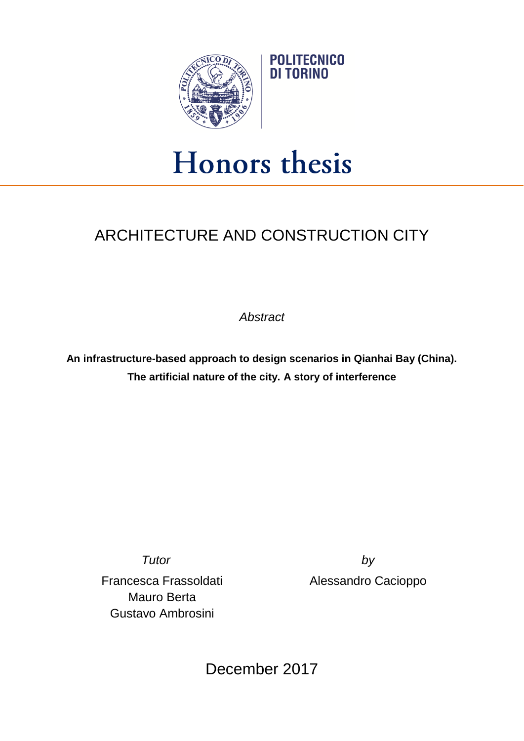POLITECNICO DI TORINO

# Honors thesis

## ARCHITECTURE AND CONSTRUCTION CITY

*Abstract*

**An infrastructure-based approach to design scenarios in Qianhai Bay (China).**
**The artificial nature of the city. A story of interference**

*Tutor*

Francesca Frassoldati
Mauro Berta
Gustavo Ambrosini

*by*

Alessandro Cacioppo

December 2017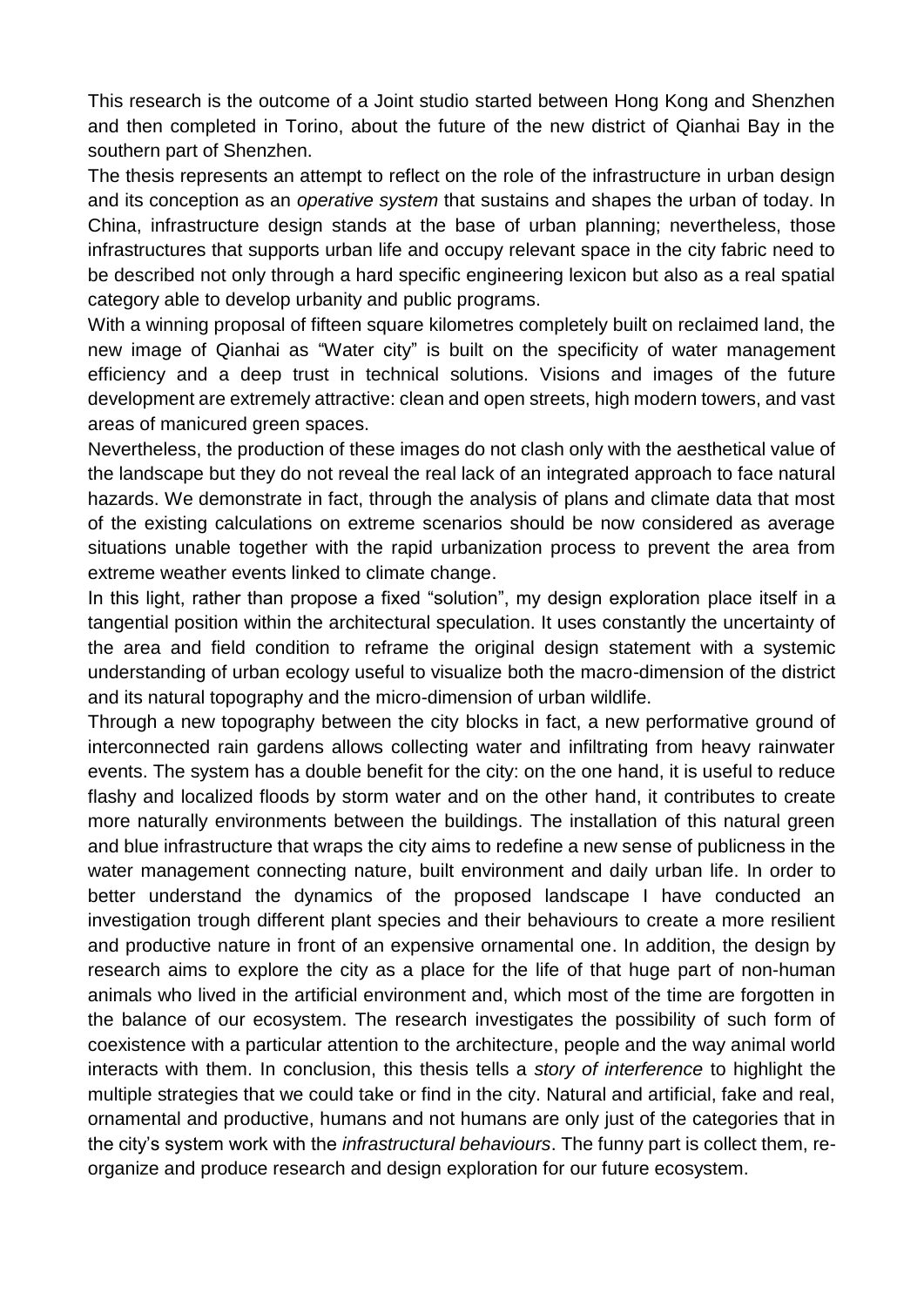This research is the outcome of a Joint studio started between Hong Kong and Shenzhen and then completed in Torino, about the future of the new district of Qianhai Bay in the southern part of Shenzhen.

The thesis represents an attempt to reflect on the role of the infrastructure in urban design and its conception as an *operative system* that sustains and shapes the urban of today. In China, infrastructure design stands at the base of urban planning; nevertheless, those infrastructures that supports urban life and occupy relevant space in the city fabric need to be described not only through a hard specific engineering lexicon but also as a real spatial category able to develop urbanity and public programs.

With a winning proposal of fifteen square kilometres completely built on reclaimed land, the new image of Qianhai as "Water city" is built on the specificity of water management efficiency and a deep trust in technical solutions. Visions and images of the future development are extremely attractive: clean and open streets, high modern towers, and vast areas of manicured green spaces.

Nevertheless, the production of these images do not clash only with the aesthetical value of the landscape but they do not reveal the real lack of an integrated approach to face natural hazards. We demonstrate in fact, through the analysis of plans and climate data that most of the existing calculations on extreme scenarios should be now considered as average situations unable together with the rapid urbanization process to prevent the area from extreme weather events linked to climate change.

In this light, rather than propose a fixed "solution", my design exploration place itself in a tangential position within the architectural speculation. It uses constantly the uncertainty of the area and field condition to reframe the original design statement with a systemic understanding of urban ecology useful to visualize both the macro-dimension of the district and its natural topography and the micro-dimension of urban wildlife.

Through a new topography between the city blocks in fact, a new performative ground of interconnected rain gardens allows collecting water and infiltrating from heavy rainwater events. The system has a double benefit for the city: on the one hand, it is useful to reduce flashy and localized floods by storm water and on the other hand, it contributes to create more naturally environments between the buildings. The installation of this natural green and blue infrastructure that wraps the city aims to redefine a new sense of publicness in the water management connecting nature, built environment and daily urban life. In order to better understand the dynamics of the proposed landscape I have conducted an investigation trough different plant species and their behaviours to create a more resilient and productive nature in front of an expensive ornamental one. In addition, the design by research aims to explore the city as a place for the life of that huge part of non-human animals who lived in the artificial environment and, which most of the time are forgotten in the balance of our ecosystem. The research investigates the possibility of such form of coexistence with a particular attention to the architecture, people and the way animal world interacts with them. In conclusion, this thesis tells a *story of interference* to highlight the multiple strategies that we could take or find in the city. Natural and artificial, fake and real, ornamental and productive, humans and not humans are only just of the categories that in the city's system work with the *infrastructural behaviours*. The funny part is collect them, re-organize and produce research and design exploration for our future ecosystem.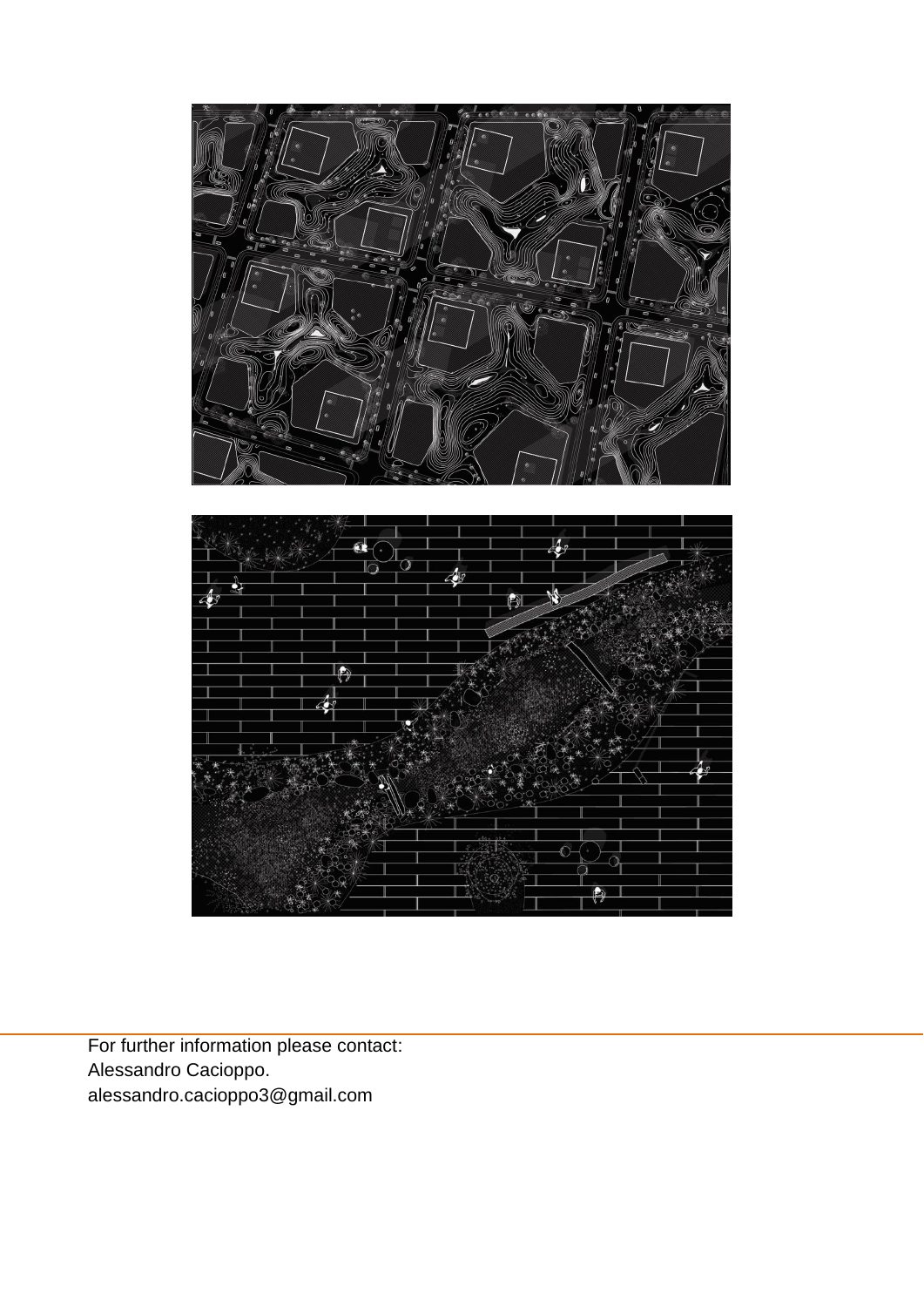For further information please contact:
Alessandro Cacioppo.
alessandro.cacioppo3@gmail.com